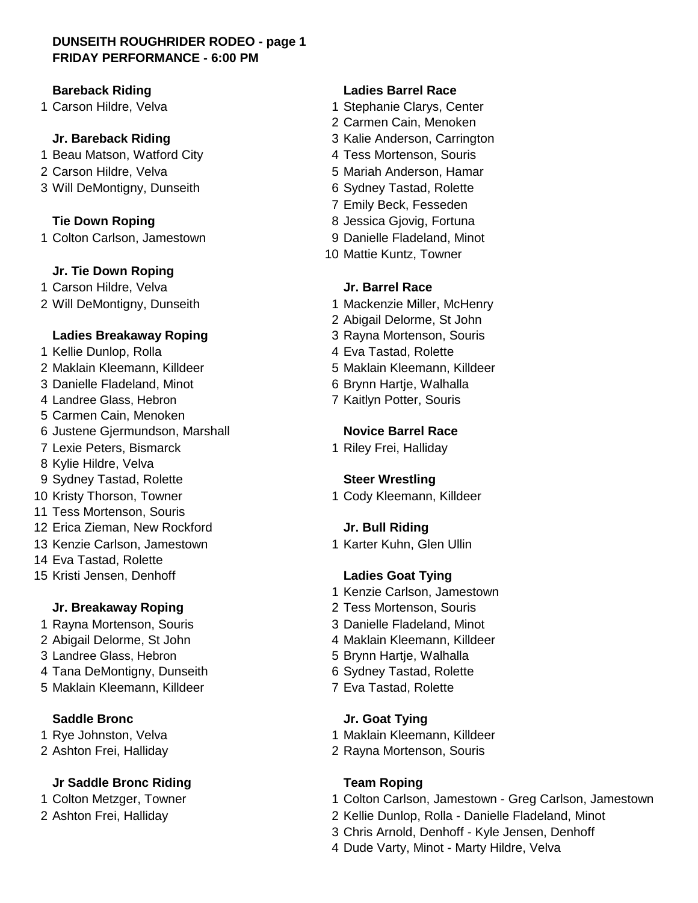**DUNSEITH ROUGHRIDER RODEO - page 1**
**FRIDAY PERFORMANCE - 6:00 PM**

**Bareback Riding**

1 Carson Hildre, Velva

**Jr. Bareback Riding**

1 Beau Matson, Watford City
2 Carson Hildre, Velva
3 Will DeMontigny, Dunseith

**Tie Down Roping**

1 Colton Carlson, Jamestown

**Jr. Tie Down Roping**

1 Carson Hildre, Velva
2 Will DeMontigny, Dunseith

**Ladies Breakaway Roping**

1 Kellie Dunlop, Rolla
2 Maklain Kleemann, Killdeer
3 Danielle Fladeland, Minot
4 Landree Glass, Hebron
5 Carmen Cain, Menoken
6 Justene Gjermundson, Marshall
7 Lexie Peters, Bismarck
8 Kylie Hildre, Velva
9 Sydney Tastad, Rolette
10 Kristy Thorson, Towner
11 Tess Mortenson, Souris
12 Erica Zieman, New Rockford
13 Kenzie Carlson, Jamestown
14 Eva Tastad, Rolette
15 Kristi Jensen, Denhoff

**Jr. Breakaway Roping**

1 Rayna Mortenson, Souris
2 Abigail Delorme, St John
3 Landree Glass, Hebron
4 Tana DeMontigny, Dunseith
5 Maklain Kleemann, Killdeer

**Saddle Bronc**

1 Rye Johnston, Velva
2 Ashton Frei, Halliday

**Jr Saddle Bronc Riding**

1 Colton Metzger, Towner
2 Ashton Frei, Halliday

**Ladies Barrel Race**

1 Stephanie Clarys, Center
2 Carmen Cain, Menoken
3 Kalie Anderson, Carrington
4 Tess Mortenson, Souris
5 Mariah Anderson, Hamar
6 Sydney Tastad, Rolette
7 Emily Beck, Fesseden
8 Jessica Gjovig, Fortuna
9 Danielle Fladeland, Minot
10 Mattie Kuntz, Towner

**Jr. Barrel Race**

1 Mackenzie Miller, McHenry
2 Abigail Delorme, St John
3 Rayna Mortenson, Souris
4 Eva Tastad, Rolette
5 Maklain Kleemann, Killdeer
6 Brynn Hartje, Walhalla
7 Kaitlyn Potter, Souris

**Novice Barrel Race**

1 Riley Frei, Halliday

**Steer Wrestling**

1 Cody Kleemann, Killdeer

**Jr. Bull Riding**

1 Karter Kuhn, Glen Ullin

**Ladies Goat Tying**

1 Kenzie Carlson, Jamestown
2 Tess Mortenson, Souris
3 Danielle Fladeland, Minot
4 Maklain Kleemann, Killdeer
5 Brynn Hartje, Walhalla
6 Sydney Tastad, Rolette
7 Eva Tastad, Rolette

**Jr. Goat Tying**

1 Maklain Kleemann, Killdeer
2 Rayna Mortenson, Souris

**Team Roping**

1 Colton Carlson, Jamestown - Greg Carlson, Jamestown
2 Kellie Dunlop, Rolla - Danielle Fladeland, Minot
3 Chris Arnold, Denhoff - Kyle Jensen, Denhoff
4 Dude Varty, Minot - Marty Hildre, Velva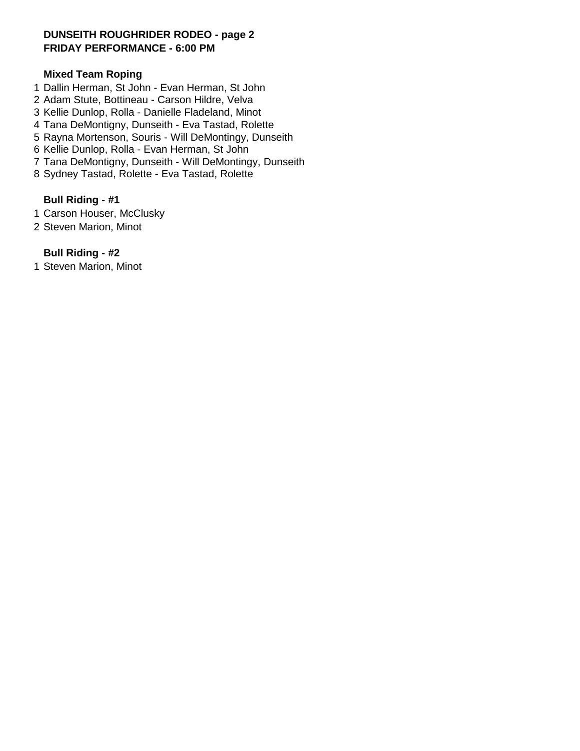**DUNSEITH ROUGHRIDER RODEO - page 2**
**FRIDAY PERFORMANCE - 6:00 PM**

**Mixed Team Roping**

1 Dallin Herman, St John - Evan Herman, St John
2 Adam Stute, Bottineau - Carson Hildre, Velva
3 Kellie Dunlop, Rolla - Danielle Fladeland, Minot
4 Tana DeMontigny, Dunseith - Eva Tastad, Rolette
5 Rayna Mortenson, Souris - Will DeMontingy, Dunseith
6 Kellie Dunlop, Rolla - Evan Herman, St John
7 Tana DeMontigny, Dunseith - Will DeMontingy, Dunseith
8 Sydney Tastad, Rolette - Eva Tastad, Rolette

**Bull Riding - #1**

1 Carson Houser, McClusky
2 Steven Marion, Minot

**Bull Riding - #2**

1 Steven Marion, Minot